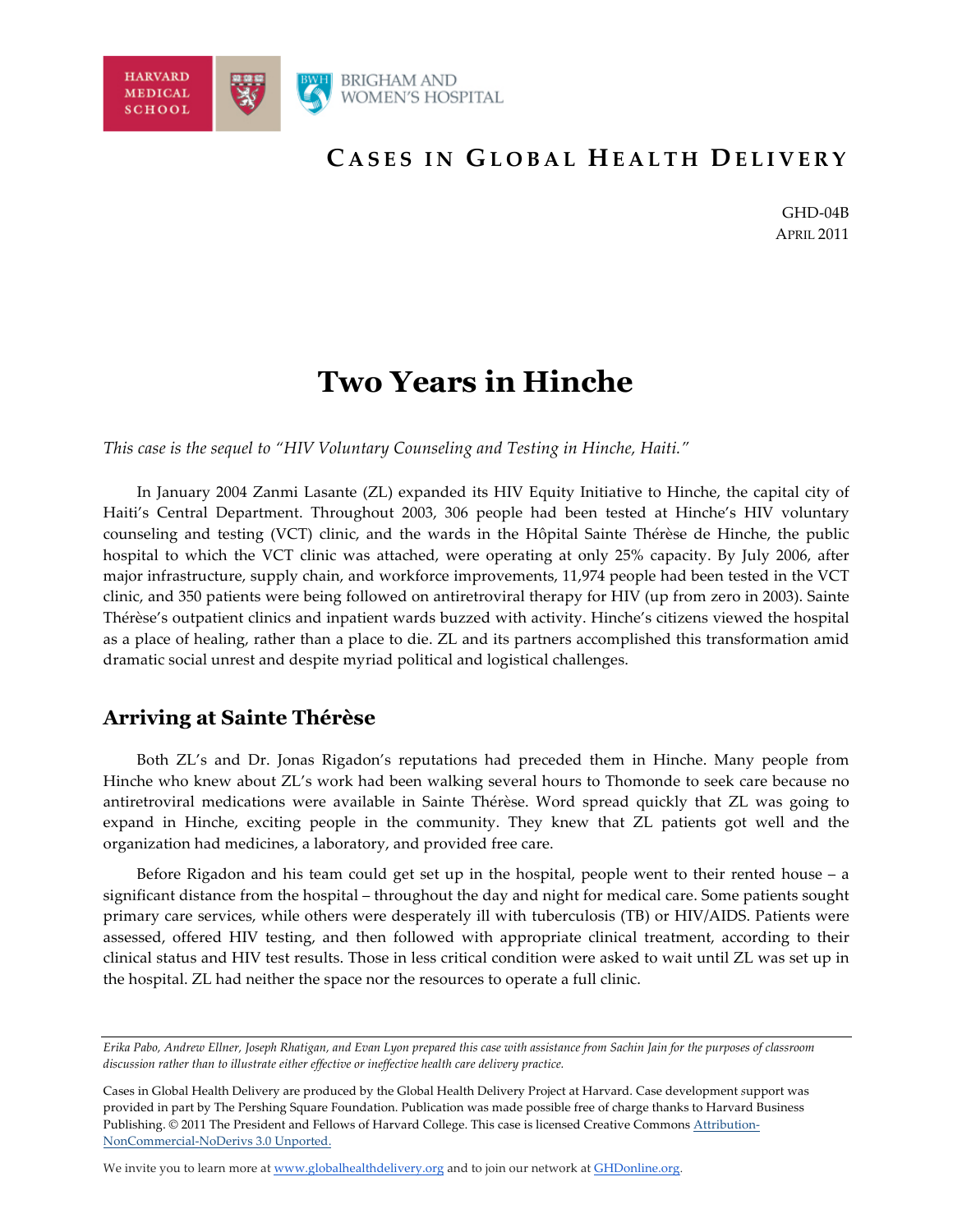HARVARD MEDICAL SCHOOL

BRIGHAM AND WOMEN'S HOSPITAL

## CASES IN GLOBAL HEALTH DELIVERY

GHD-04B
APRIL 2011

# Two Years in Hinche

*This case is the sequel to "HIV Voluntary Counseling and Testing in Hinche, Haiti."*

In January 2004 Zanmi Lasante (ZL) expanded its HIV Equity Initiative to Hinche, the capital city of Haiti's Central Department. Throughout 2003, 306 people had been tested at Hinche's HIV voluntary counseling and testing (VCT) clinic, and the wards in the Hôpital Sainte Thérèse de Hinche, the public hospital to which the VCT clinic was attached, were operating at only 25% capacity. By July 2006, after major infrastructure, supply chain, and workforce improvements, 11,974 people had been tested in the VCT clinic, and 350 patients were being followed on antiretroviral therapy for HIV (up from zero in 2003). Sainte Thérèse's outpatient clinics and inpatient wards buzzed with activity. Hinche's citizens viewed the hospital as a place of healing, rather than a place to die. ZL and its partners accomplished this transformation amid dramatic social unrest and despite myriad political and logistical challenges.

## Arriving at Sainte Thérèse

Both ZL's and Dr. Jonas Rigadon's reputations had preceded them in Hinche. Many people from Hinche who knew about ZL's work had been walking several hours to Thomonde to seek care because no antiretroviral medications were available in Sainte Thérèse. Word spread quickly that ZL was going to expand in Hinche, exciting people in the community. They knew that ZL patients got well and the organization had medicines, a laboratory, and provided free care.

Before Rigadon and his team could get set up in the hospital, people went to their rented house – a significant distance from the hospital – throughout the day and night for medical care. Some patients sought primary care services, while others were desperately ill with tuberculosis (TB) or HIV/AIDS. Patients were assessed, offered HIV testing, and then followed with appropriate clinical treatment, according to their clinical status and HIV test results. Those in less critical condition were asked to wait until ZL was set up in the hospital. ZL had neither the space nor the resources to operate a full clinic.

---

*Erika Pabo, Andrew Ellner, Joseph Rhatigan, and Evan Lyon prepared this case with assistance from Sachin Jain for the purposes of classroom discussion rather than to illustrate either effective or ineffective health care delivery practice.*

Cases in Global Health Delivery are produced by the Global Health Delivery Project at Harvard. Case development support was provided in part by The Pershing Square Foundation. Publication was made possible free of charge thanks to Harvard Business Publishing. © 2011 The President and Fellows of Harvard College. This case is licensed Creative Commons Attribution-NonCommercial-NoDerivs 3.0 Unported.

We invite you to learn more at www.globalhealthdelivery.org and to join our network at GHDonline.org.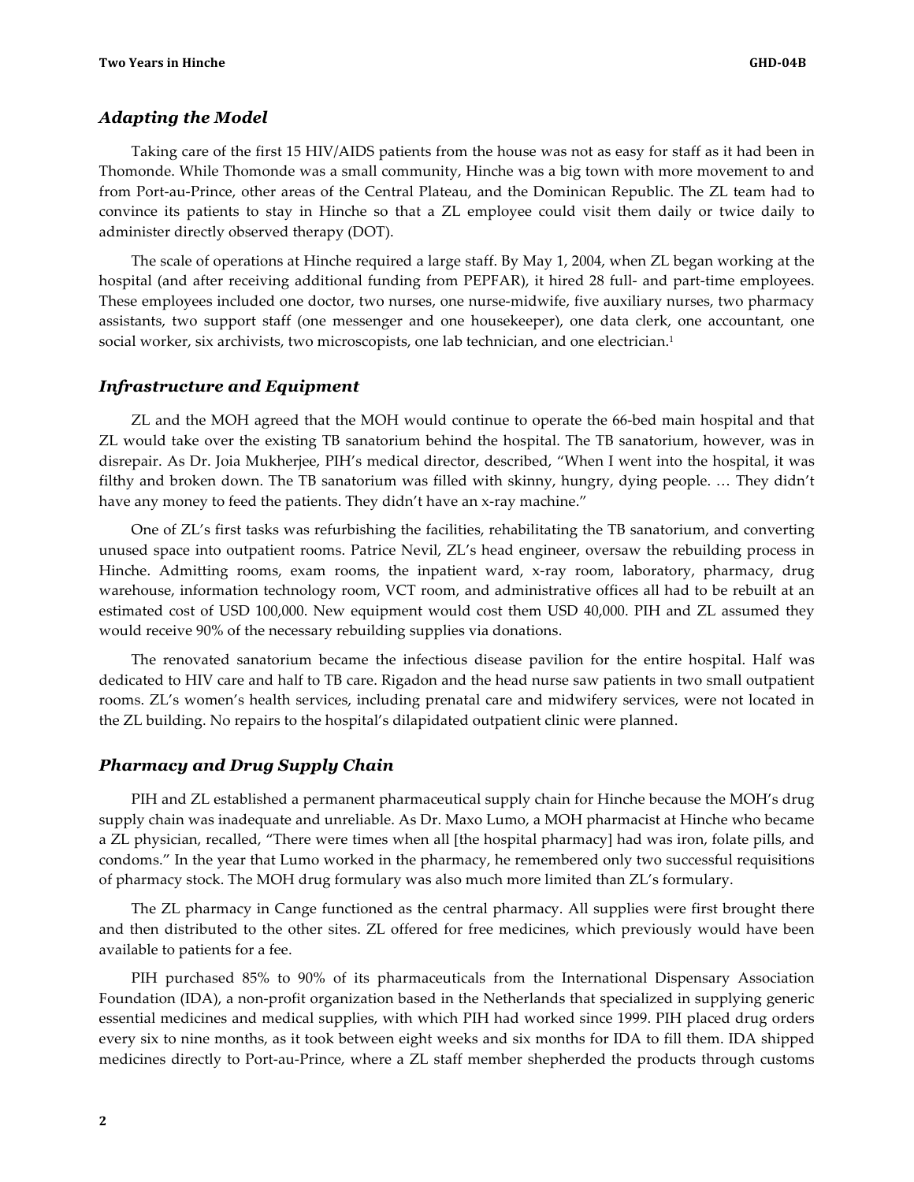### *Adapting the Model*

Taking care of the first 15 HIV/AIDS patients from the house was not as easy for staff as it had been in Thomonde. While Thomonde was a small community, Hinche was a big town with more movement to and from Port-au-Prince, other areas of the Central Plateau, and the Dominican Republic. The ZL team had to convince its patients to stay in Hinche so that a ZL employee could visit them daily or twice daily to administer directly observed therapy (DOT).

The scale of operations at Hinche required a large staff. By May 1, 2004, when ZL began working at the hospital (and after receiving additional funding from PEPFAR), it hired 28 full- and part-time employees. These employees included one doctor, two nurses, one nurse-midwife, five auxiliary nurses, two pharmacy assistants, two support staff (one messenger and one housekeeper), one data clerk, one accountant, one social worker, six archivists, two microscopists, one lab technician, and one electrician.[1]

### *Infrastructure and Equipment*

ZL and the MOH agreed that the MOH would continue to operate the 66-bed main hospital and that ZL would take over the existing TB sanatorium behind the hospital. The TB sanatorium, however, was in disrepair. As Dr. Joia Mukherjee, PIH's medical director, described, "When I went into the hospital, it was filthy and broken down. The TB sanatorium was filled with skinny, hungry, dying people. … They didn't have any money to feed the patients. They didn't have an x-ray machine."

One of ZL's first tasks was refurbishing the facilities, rehabilitating the TB sanatorium, and converting unused space into outpatient rooms. Patrice Nevil, ZL's head engineer, oversaw the rebuilding process in Hinche. Admitting rooms, exam rooms, the inpatient ward, x-ray room, laboratory, pharmacy, drug warehouse, information technology room, VCT room, and administrative offices all had to be rebuilt at an estimated cost of USD 100,000. New equipment would cost them USD 40,000. PIH and ZL assumed they would receive 90% of the necessary rebuilding supplies via donations.

The renovated sanatorium became the infectious disease pavilion for the entire hospital. Half was dedicated to HIV care and half to TB care. Rigadon and the head nurse saw patients in two small outpatient rooms. ZL's women's health services, including prenatal care and midwifery services, were not located in the ZL building. No repairs to the hospital's dilapidated outpatient clinic were planned.

### *Pharmacy and Drug Supply Chain*

PIH and ZL established a permanent pharmaceutical supply chain for Hinche because the MOH's drug supply chain was inadequate and unreliable. As Dr. Maxo Lumo, a MOH pharmacist at Hinche who became a ZL physician, recalled, "There were times when all [the hospital pharmacy] had was iron, folate pills, and condoms." In the year that Lumo worked in the pharmacy, he remembered only two successful requisitions of pharmacy stock. The MOH drug formulary was also much more limited than ZL's formulary.

The ZL pharmacy in Cange functioned as the central pharmacy. All supplies were first brought there and then distributed to the other sites. ZL offered for free medicines, which previously would have been available to patients for a fee.

PIH purchased 85% to 90% of its pharmaceuticals from the International Dispensary Association Foundation (IDA), a non-profit organization based in the Netherlands that specialized in supplying generic essential medicines and medical supplies, with which PIH had worked since 1999. PIH placed drug orders every six to nine months, as it took between eight weeks and six months for IDA to fill them. IDA shipped medicines directly to Port-au-Prince, where a ZL staff member shepherded the products through customs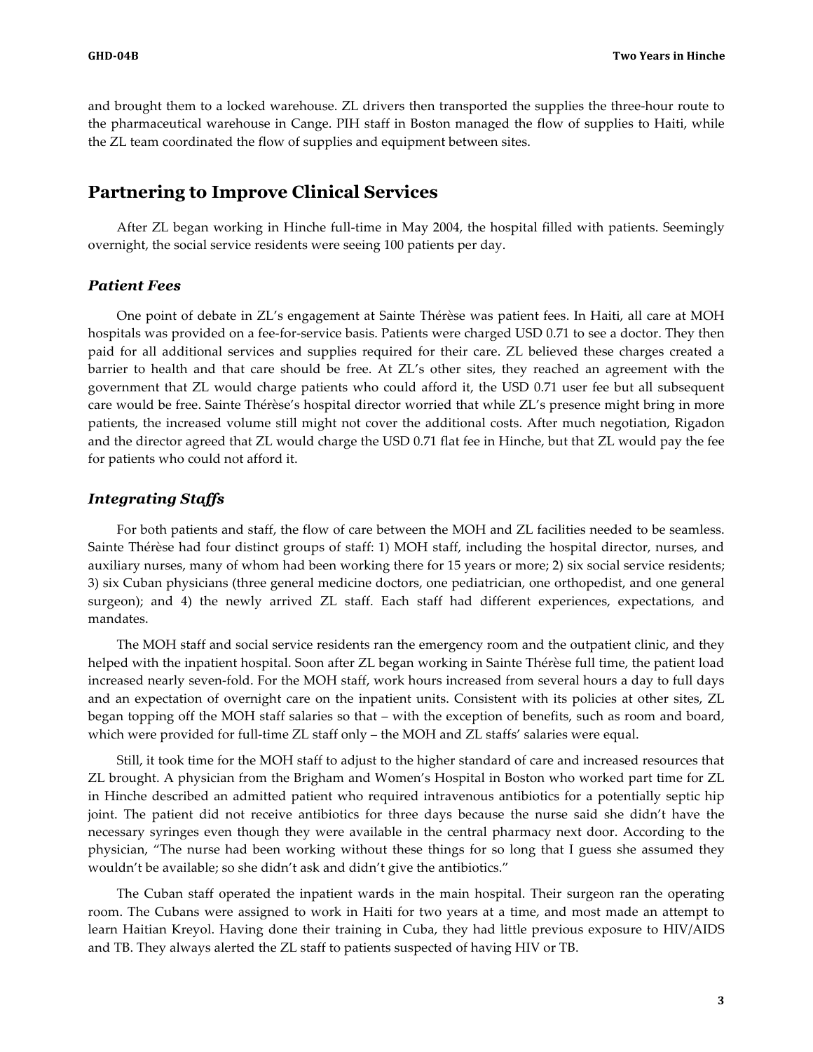and brought them to a locked warehouse. ZL drivers then transported the supplies the three-hour route to the pharmaceutical warehouse in Cange. PIH staff in Boston managed the flow of supplies to Haiti, while the ZL team coordinated the flow of supplies and equipment between sites.

## Partnering to Improve Clinical Services

After ZL began working in Hinche full-time in May 2004, the hospital filled with patients. Seemingly overnight, the social service residents were seeing 100 patients per day.

### *Patient Fees*

One point of debate in ZL's engagement at Sainte Thérèse was patient fees. In Haiti, all care at MOH hospitals was provided on a fee-for-service basis. Patients were charged USD 0.71 to see a doctor. They then paid for all additional services and supplies required for their care. ZL believed these charges created a barrier to health and that care should be free. At ZL's other sites, they reached an agreement with the government that ZL would charge patients who could afford it, the USD 0.71 user fee but all subsequent care would be free. Sainte Thérèse's hospital director worried that while ZL's presence might bring in more patients, the increased volume still might not cover the additional costs. After much negotiation, Rigadon and the director agreed that ZL would charge the USD 0.71 flat fee in Hinche, but that ZL would pay the fee for patients who could not afford it.

### *Integrating Staffs*

For both patients and staff, the flow of care between the MOH and ZL facilities needed to be seamless. Sainte Thérèse had four distinct groups of staff: 1) MOH staff, including the hospital director, nurses, and auxiliary nurses, many of whom had been working there for 15 years or more; 2) six social service residents; 3) six Cuban physicians (three general medicine doctors, one pediatrician, one orthopedist, and one general surgeon); and 4) the newly arrived ZL staff. Each staff had different experiences, expectations, and mandates.

The MOH staff and social service residents ran the emergency room and the outpatient clinic, and they helped with the inpatient hospital. Soon after ZL began working in Sainte Thérèse full time, the patient load increased nearly seven-fold. For the MOH staff, work hours increased from several hours a day to full days and an expectation of overnight care on the inpatient units. Consistent with its policies at other sites, ZL began topping off the MOH staff salaries so that – with the exception of benefits, such as room and board, which were provided for full-time ZL staff only – the MOH and ZL staffs' salaries were equal.

Still, it took time for the MOH staff to adjust to the higher standard of care and increased resources that ZL brought. A physician from the Brigham and Women's Hospital in Boston who worked part time for ZL in Hinche described an admitted patient who required intravenous antibiotics for a potentially septic hip joint. The patient did not receive antibiotics for three days because the nurse said she didn't have the necessary syringes even though they were available in the central pharmacy next door. According to the physician, "The nurse had been working without these things for so long that I guess she assumed they wouldn't be available; so she didn't ask and didn't give the antibiotics."

The Cuban staff operated the inpatient wards in the main hospital. Their surgeon ran the operating room. The Cubans were assigned to work in Haiti for two years at a time, and most made an attempt to learn Haitian Kreyol. Having done their training in Cuba, they had little previous exposure to HIV/AIDS and TB. They always alerted the ZL staff to patients suspected of having HIV or TB.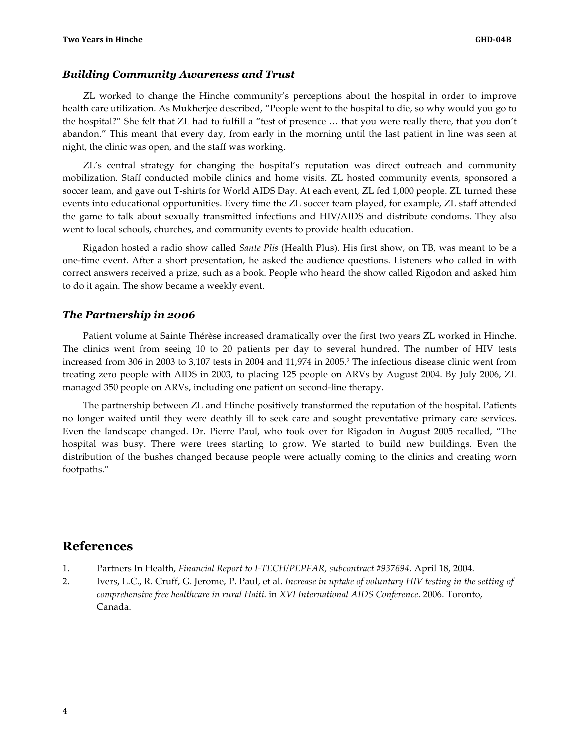### *Building Community Awareness and Trust*

ZL worked to change the Hinche community's perceptions about the hospital in order to improve health care utilization. As Mukherjee described, "People went to the hospital to die, so why would you go to the hospital?" She felt that ZL had to fulfill a "test of presence … that you were really there, that you don't abandon." This meant that every day, from early in the morning until the last patient in line was seen at night, the clinic was open, and the staff was working.

ZL's central strategy for changing the hospital's reputation was direct outreach and community mobilization. Staff conducted mobile clinics and home visits. ZL hosted community events, sponsored a soccer team, and gave out T-shirts for World AIDS Day. At each event, ZL fed 1,000 people. ZL turned these events into educational opportunities. Every time the ZL soccer team played, for example, ZL staff attended the game to talk about sexually transmitted infections and HIV/AIDS and distribute condoms. They also went to local schools, churches, and community events to provide health education.

Rigadon hosted a radio show called *Sante Plis* (Health Plus). His first show, on TB, was meant to be a one-time event. After a short presentation, he asked the audience questions. Listeners who called in with correct answers received a prize, such as a book. People who heard the show called Rigodon and asked him to do it again. The show became a weekly event.

### *The Partnership in 2006*

Patient volume at Sainte Thérèse increased dramatically over the first two years ZL worked in Hinche. The clinics went from seeing 10 to 20 patients per day to several hundred. The number of HIV tests increased from 306 in 2003 to 3,107 tests in 2004 and 11,974 in 2005.[2] The infectious disease clinic went from treating zero people with AIDS in 2003, to placing 125 people on ARVs by August 2004. By July 2006, ZL managed 350 people on ARVs, including one patient on second-line therapy.

The partnership between ZL and Hinche positively transformed the reputation of the hospital. Patients no longer waited until they were deathly ill to seek care and sought preventative primary care services. Even the landscape changed. Dr. Pierre Paul, who took over for Rigadon in August 2005 recalled, "The hospital was busy. There were trees starting to grow. We started to build new buildings. Even the distribution of the bushes changed because people were actually coming to the clinics and creating worn footpaths."

## References

1. Partners In Health, *Financial Report to I-TECH/PEPFAR, subcontract #937694*. April 18, 2004.
2. Ivers, L.C., R. Cruff, G. Jerome, P. Paul, et al. *Increase in uptake of voluntary HIV testing in the setting of comprehensive free healthcare in rural Haiti*. in *XVI International AIDS Conference*. 2006. Toronto, Canada.